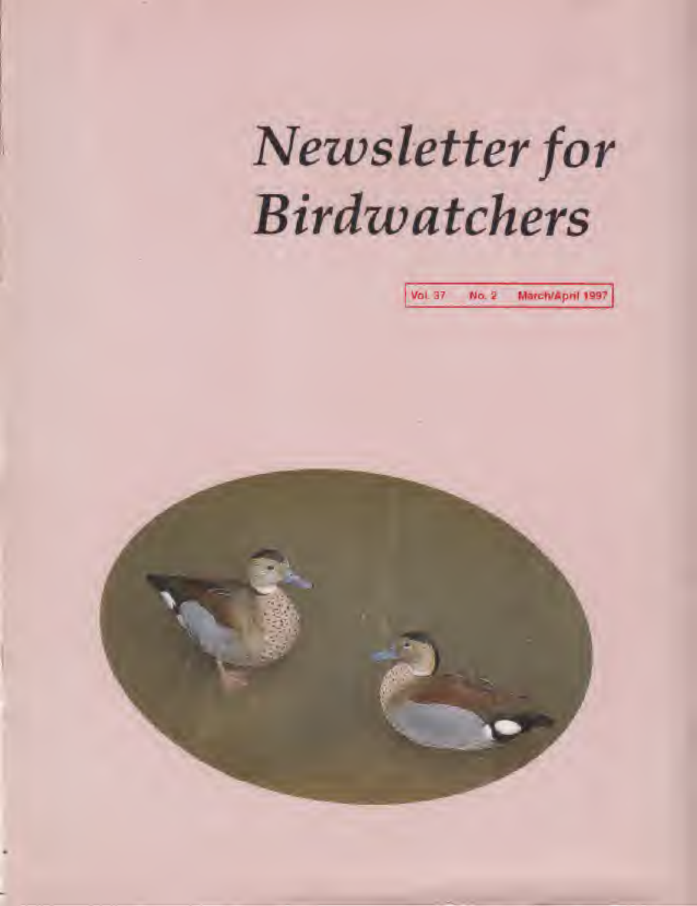# Newsletter for Birdwatchers

Vol. 37 No. 2 March/April 1997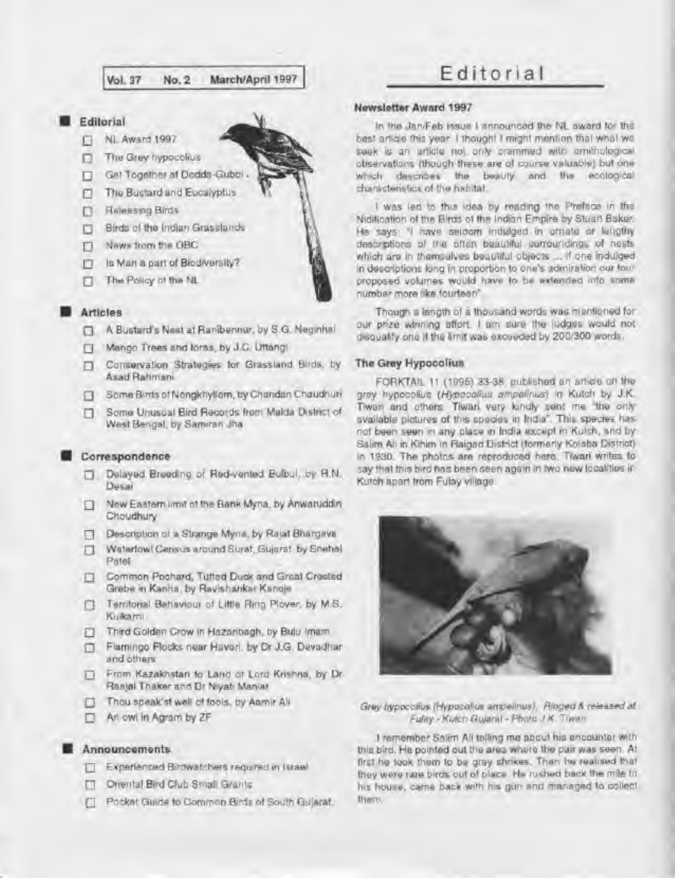Vol. 37 No. 2 March/April 1997

- **Editorial**
  - NL Award 1997
  - The Grey hypocolius
  - Get Together at Dodda-Gubbi
  - The Bustard and Eucalyptus
  - Releasing Birds
  - Birds of the Indian Grasslands
  - News from the OBC
  - Is Man a part of Biodiversity?
  - The Policy of the NL

- **Articles**
  - A Bustard's Nest at Ranibennur, by S.G. Neginhal
  - Mango Trees and Ioras, by J.C. Uttangi
  - Conservation Strategies for Grassland Birds, by Asad Rahmani
  - Some Birds of Nongkhyllem, by Chandan Chaudhuri
  - Some Unusual Bird Records from Malda District of West Bengal, by Samiran Jha

- **Correspondence**
  - Delayed Breeding of Red-vented Bulbul, by R.N. Desai
  - New Eastern limit of the Bank Myna, by Anwaruddin Choudhury
  - Description of a Strange Myna, by Rajat Bhargava
  - Waterfowl Census around Surat, Gujarat, by Snehal Patel
  - Common Pochard, Tufted Duck and Great Crested Grebe in Kanha, by Ravishankar Kanoje
  - Territorial Behaviour of Little Ring Plover, by M.S. Kulkarni
  - Third Golden Crow in Hazaribagh, by Bulu Imam
  - Flamingo Flocks near Haveri, by Dr J.G. Devadhar and others
  - From Kazakhstan to Land of Lord Krishna, by Dr Raajal Thaker and Dr Niyati Maniar
  - Thou speak'st well of fools, by Aamir Ali
  - An owl in Agram by ZF

- **Announcements**
  - Experienced Birdwatchers required in Israel
  - Oriental Bird Club Small Grants
  - Pocket Guide to Common Birds of South Gujarat.

# Editorial

### Newsletter Award 1997

In the Jan/Feb issue I announced the NL award for the best article this year. I thought I might mention that what we seek is an article not only crammed with ornithological observations (though these are of course valuable) but one which describes the beauty and the ecological characteristics of the habitat.

I was led to this idea by reading the Preface in the Nidification of the Birds of the Indian Empire by Stuart Baker. He says: "I have seldom indulged in ornate or lengthy descriptions of the often beautiful surroundings of nests which are in themselves beautiful objects ... if one indulged in descriptions long in proportion to one's admiration our four proposed volumes would have to be extended into some number more like fourteen".

Though a length of a thousand words was mentioned for our prize winning effort, I am sure the judges would not disqualify one if the limit was exceeded by 200/300 words.

### The Grey Hypocolius

FORKTAIL 11 (1995) 33-38, published an article on the grey hypocolius (*Hypocolius ampelinus*) in Kutch by J.K. Tiwari and others. Tiwari very kindly sent me "the only available pictures of this species in India". This species has not been seen in any place in India except in Kutch, and by Salim Ali in Kihim in Raigad District (formerly Kolaba District) in 1930. The photos are reproduced here. Tiwari writes to say that this bird has been seen again in two new localities in Kutch apart from Fulay village.

*Grey hypocolius (Hypocolius ampelinus). Ringed & released at Fulay - Kutch Gujarat - Photo J.K. Tiwari*

I remember Salim Ali telling me about his encounter with this bird. He pointed out the area where the pair was seen. At first he took them to be grey shrikes. Then he realised that they were rare birds out of place. He rushed back the mile to his house, came back with his gun and managed to collect them.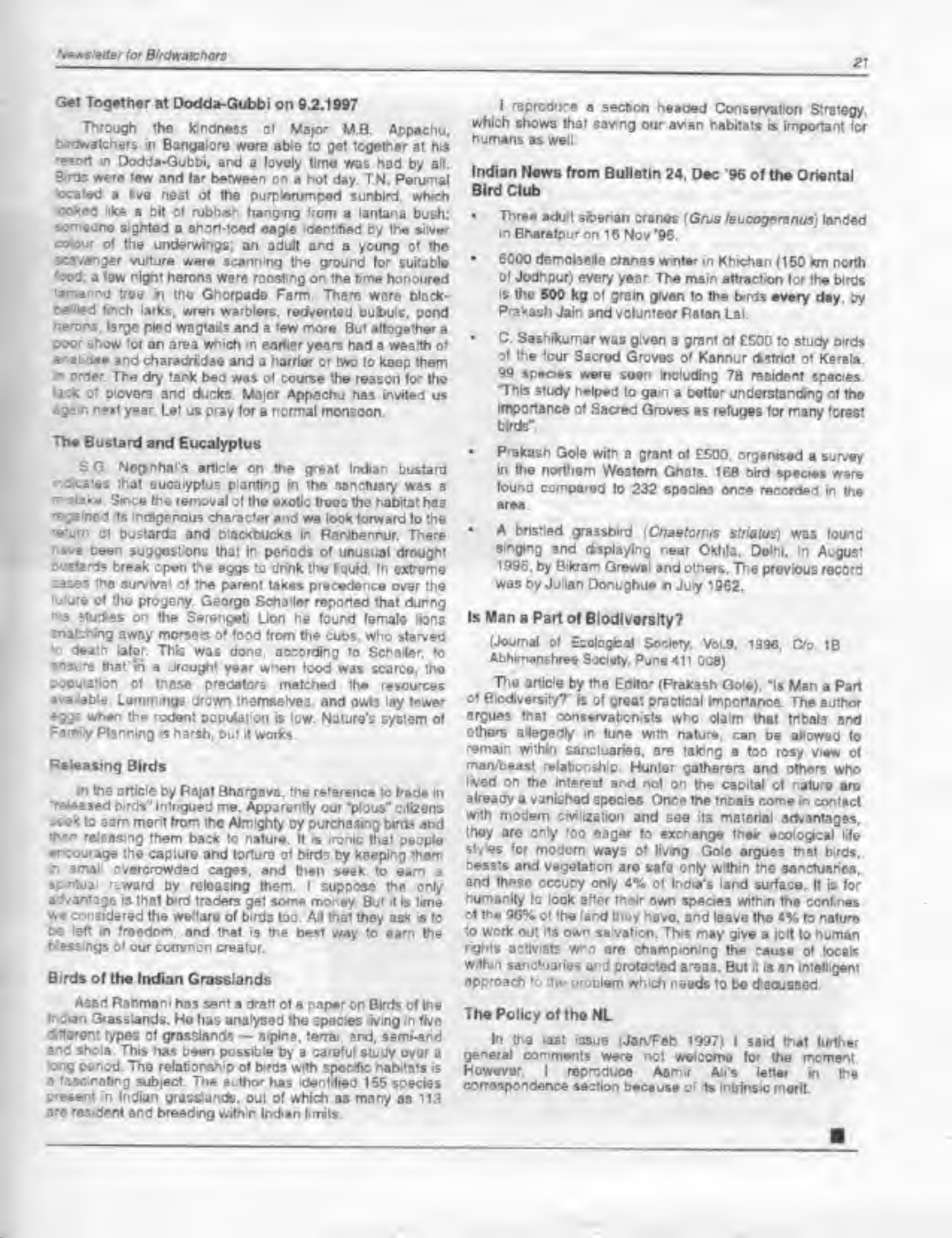## Get Together at Dodda-Gubbi on 9.2.1997

Through the kindness of Major M.B. Appachu, birdwatchers in Bangalore were able to get together at his resort in Dodda-Gubbi, and a lovely time was had by all. Birds were few and far between on a hot day. T.N. Perumal located a live nest of the purplerumped sunbird, which looked like a bit of rubbish hanging from a lantana bush; someone sighted a short-toed eagle identified by the silver colour of the underwings; an adult and a young of the scavenger vulture were scanning the ground for suitable food; a few night herons were roosting on the time honoured tamarind tree in the Ghorpade Farm. There were black-bellied finch larks, wren warblers, redvented bulbuls, pond herons, large pied wagtails and a few more. But altogether a poor show for an area which in earlier years had a wealth of anatidae and charadridae and a harrier or two to keep them in order. The dry tank bed was of course the reason for the lack of plovers and ducks. Major Appachu has invited us again next year. Let us pray for a normal monsoon.

## The Bustard and Eucalyptus

S.G. Neginhal's article on the great Indian bustard indicates that eucalyptus planting in the sanctuary was a mistake. Since the removal of the exotic trees the habitat has regained its indigenous character and we look forward to the return of bustards and blackbucks in Ranibennur. There have been suggestions that in periods of unusual drought bustards break open the eggs to drink the liquid. In extreme cases the survival of the parent takes precedence over the future of the progeny. George Schaller reported that during his studies on the Serengeti Lion he found female lions snatching away morsels of food from the cubs, who starved to death later. This was done, according to Schaller, to ensure that in a drought year when food was scarce, the population of these predators matched the resources available. Lemmings drown themselves, and owls lay fewer eggs when the rodent population is low. Nature's system of Family Planning is harsh, but it works.

## Releasing Birds

In the article by Rajat Bhargava, the reference to trade in "released birds" intrigued me. Apparently our "pious" citizens seek to earn merit from the Almighty by purchasing birds and then releasing them back to nature. It is ironic that people encourage the capture and torture of birds by keeping them in small overcrowded cages, and then seek to earn a spiritual reward by releasing them. I suppose the only advantage is that bird traders get some money. But it is time we considered the welfare of birds too. All that they ask is to be left in freedom, and that is the best way to earn the blessings of our common creator.

## Birds of the Indian Grasslands

Asad Rahmani has sent a draft of a paper on Birds of the Indian Grasslands. He has analysed the species living in five different types of grasslands — alpine, terai, arid, semi-arid and shola. This has been possible by a careful study over a long period. The relationship of birds with specific habitats is a fascinating subject. The author has identified 155 species present in Indian grasslands, out of which as many as 113 are resident and breeding within Indian limits.

I reproduce a section headed Conservation Strategy, which shows that saving our avian habitats is important for humans as well.

## Indian News from Bulletin 24, Dec '96 of the Oriental Bird Club

- Three adult siberian cranes (*Grus leucogeranus*) landed in Bharatpur on 16 Nov '96.
- 6000 demoiselle cranes winter in Khichan (150 km north of Jodhpur) every year. The main attraction for the birds is the **500 kg** of grain given to the birds **every day**, by Prakash Jain and volunteer Ratan Lal.
- C. Sashikumar was given a grant of £500 to study birds of the four Sacred Groves of Kannur district of Kerala. 99 species were seen including 78 resident species. "This study helped to gain a better understanding of the importance of Sacred Groves as refuges for many forest birds".
- Prakash Gole with a grant of £500, organised a survey in the northern Western Ghats. 168 bird species were found compared to 232 species once recorded in the area.
- A bristled grassbird (*Chaetornis striatus*) was found singing and displaying near Okhla, Delhi, in August 1996, by Bikram Grewal and others. The previous record was by Julian Donughue in July 1962.

## Is Man a Part of Biodiversity?

(Journal of Ecological Society, Vol.9, 1996, C/o. 1B Abhimanshree Society, Pune 411 008)

The article by the Editor (Prakash Gole), "Is Man a Part of Biodiversity?" is of great practical importance. The author argues that conservationists who claim that tribals and others allegedly in tune with nature, can be allowed to remain within sanctuaries, are taking a too rosy view of man/beast relationship. Hunter gatherers and others who lived on the interest and not on the capital of nature are already a vanished species. Once the tribals come in contact with modern civilization and see its material advantages, they are only too eager to exchange their ecological life styles for modern ways of living. Gole argues that birds, beasts and vegetation are safe only within the sanctuaries, and these occupy only 4% of India's land surface. It is for humanity to look after their own species within the confines of the 96% of the land they have, and leave the 4% to nature to work out its own salvation. This may give a jolt to human rights activists who are championing the cause of locals within sanctuaries and protected areas. But it is an intelligent approach to the problem which needs to be discussed.

## The Policy of the NL

In the last issue (Jan/Feb 1997) I said that further general comments were not welcome for the moment. However, I reproduce Aamir Ali's letter in the correspondence section because of its intrinsic merit.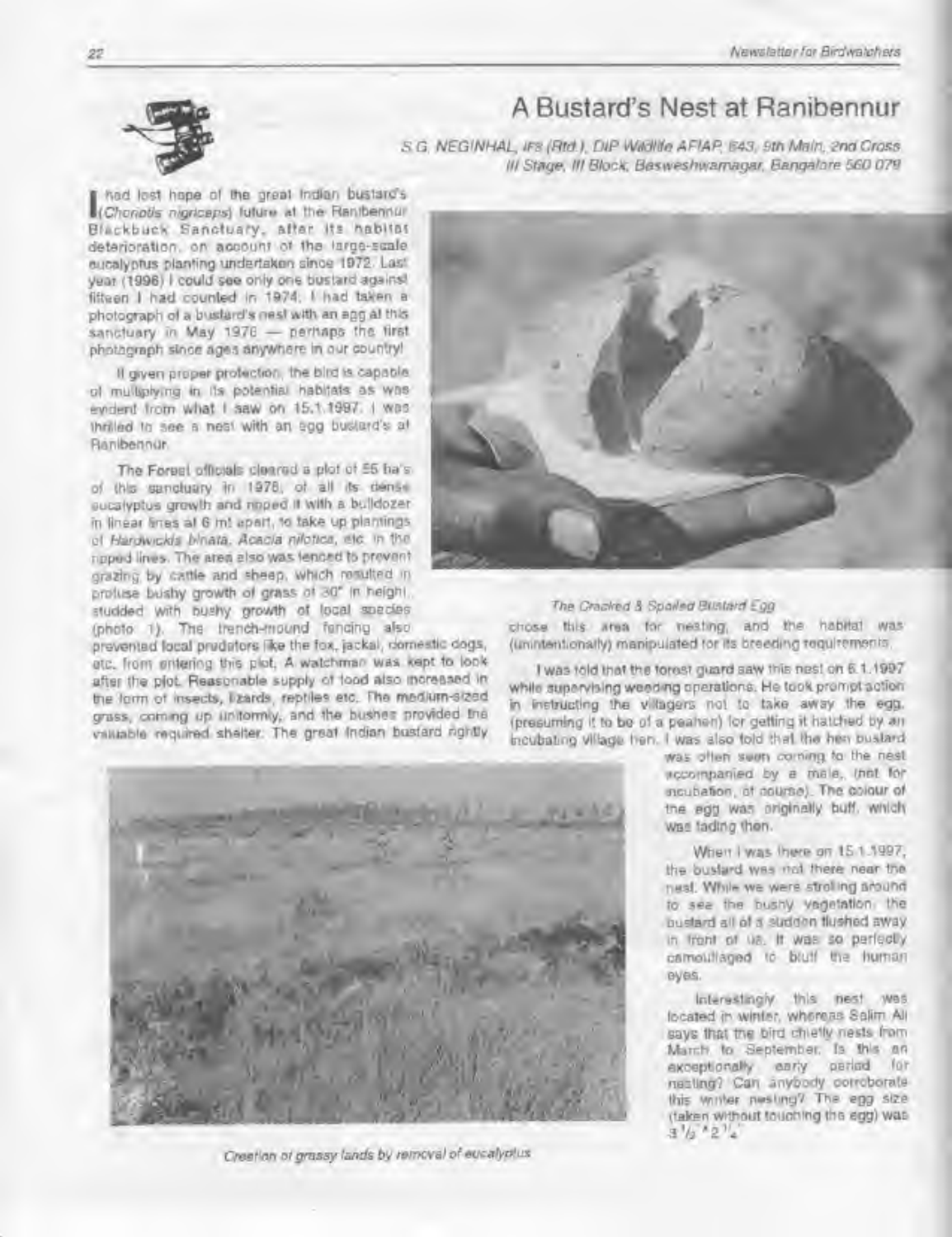# A Bustard's Nest at Ranibennur

*S.G. NEGINHAL, IFS (Rtd.), DIP Wildlife AFIAP, 843, 9th Main, 2nd Cross, III Stage, III Block, Basweshwarnagar, Bangalore 560 079*

I had lost hope of the great Indian bustard's (*Choriotis nigriceps*) future at the Ranibennur Blackbuck Sanctuary, after its habitat deterioration, on account of the large-scale eucalyptus planting undertaken since 1972. Last year (1996) I could see only one bustard against fifteen I had counted in 1974. I had taken a photograph of a bustard's nest with an egg at this sanctuary in May 1976 — perhaps the first photograph since ages anywhere in our country!

If given proper protection, the bird is capable of multiplying in its potential habitats as was evident from what I saw on 15.1.1997. I was thrilled to see a nest with an egg bustard's at Ranibennur.

The Forest officials cleared a plot of 55 ha's of this sanctuary in 1976, of all its dense eucalyptus growth and ripped it with a bulldozer in linear lines at 6 mt apart, to take up plantings of *Hardwickia binata*, *Acacia nilotica*, etc. in the ripped lines. The area also was fenced to prevent grazing by cattle and sheep, which resulted in profuse bushy growth of grass of 30" in height, studded with bushy growth of local species (photo 1). The trench-mound fencing also prevented local predators like the fox, jackal, domestic dogs, etc. from entering this plot. A watchman was kept to look after the plot. Reasonable supply of food also increased in the form of insects, lizards, reptiles etc. The medium-sized grass, coming up uniformly, and the bushes provided the valuable required shelter. The great Indian bustard rightly chose this area for nesting, and the habitat was (unintentionally) manipulated for its breeding requirements.

*The Cracked & Spoiled Bustard Egg*

I was told that the forest guard saw this nest on 6.1.1997 while supervising weeding operations. He took prompt action in instructing the villagers not to take away the egg, (presuming it to be of a peahen) for getting it hatched by an incubating village hen. I was also told that the hen bustard was often seen coming to the nest accompanied by a male, (not for incubation, of course). The colour of the egg was originally buff, which was fading then.

When I was there on 15.1.1997, the bustard was not there near the nest. While we were strolling around to see the bushy vegetation, the bustard all of a sudden flushed away in front of us. It was so perfectly camouflaged to bluff the human eyes.

Interestingly this nest was located in winter, whereas Salim Ali says that the bird chiefly nests from March to September. Is this an exceptionally early period for nesting? Can anybody corroborate this winter nesting? The egg size (taken without touching the egg) was $3\frac{1}{2}" \times 2\frac{1}{4}"$

*Creation of grassy lands by removal of eucalyptus*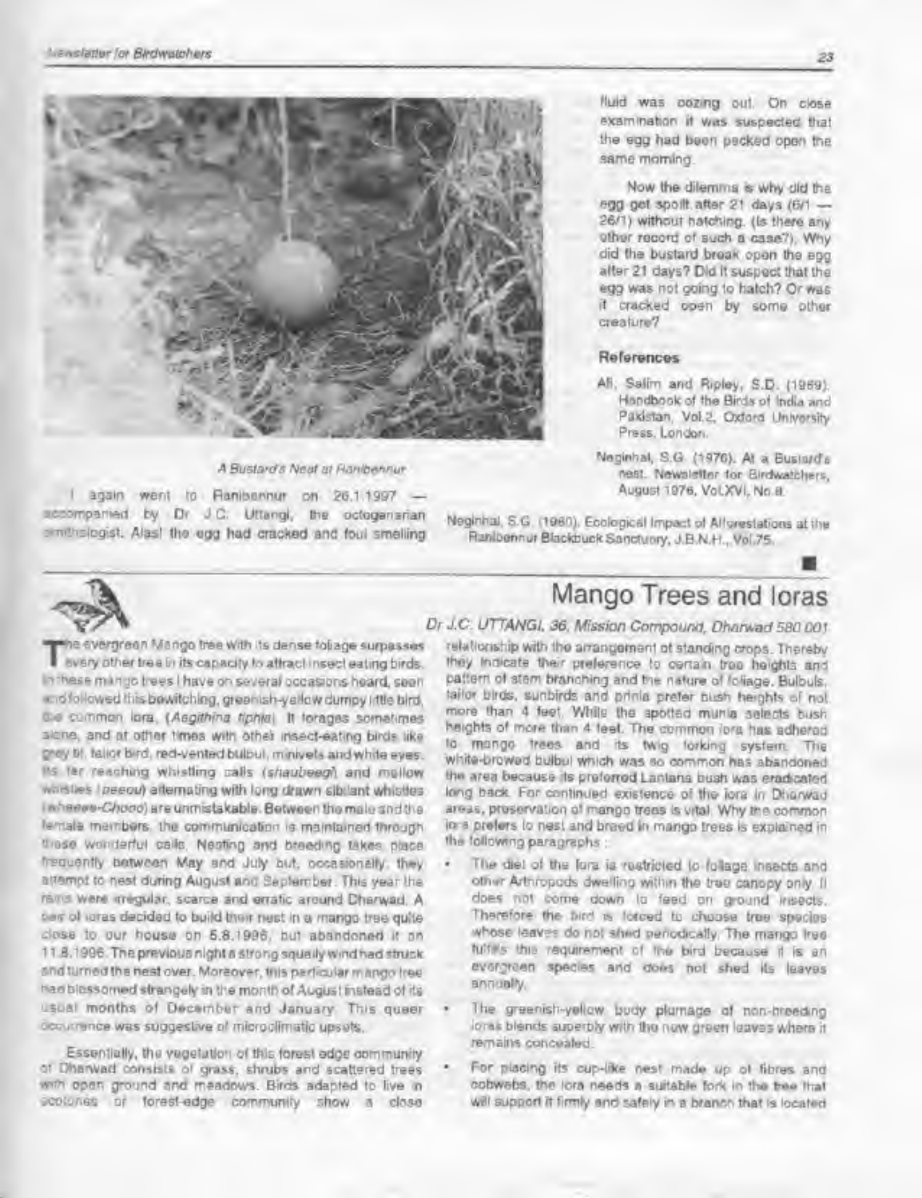*A Bustard's Nest at Ranibennur*

I again went to Ranibennur on 26.1.1997 — accompanied by Dr J.C. Uttangi, the octogenarian ornithologist. Alas! the egg had cracked and foul smelling fluid was oozing out. On close examination it was suspected that the egg had been pecked open the same morning.

Now the dilemma is why did the egg get spoilt after 21 days (6/1 — 26/1) without hatching. (Is there any other record of such a case?). Why did the bustard break open the egg after 21 days? Did it suspect that the egg was not going to hatch? Or was it cracked open by some other creature?

### References

Ali, Salim and Ripley, S.D. (1969). Handbook of the Birds of India and Pakistan, Vol.2, Oxford University Press, London.

Neginhal, S.G. (1976). At a Bustard's nest. Newsletter for Birdwatchers, August 1976, Vol.XVI, No.8.

Neginhal, S.G. (1980). Ecological Impact of Afforestations at the Ranibennur Blackbuck Sanctuary, J.B.N.H., Vol.75.

## Mango Trees and Ioras

*Dr J.C. UTTANGI, 36, Mission Compound, Dharwad 580 001*

The evergreen Mango tree with its dense foliage surpasses every other tree in its capacity to attract insect eating birds. In these mango trees I have on several occasions heard, seen and followed this bewitching, greenish-yellow dumpy little bird, the common Iora, (*Aegithina tiphia*). It forages sometimes alone, and at other times with other insect-eating birds like grey tit, tailor bird, red-vented bulbul, minivets and white eyes. Its far reaching whistling calls (*shaubeegi*) and mellow whistles (*peeou*) alternating with long drawn sibilant whistles (*wheeee-Chooo*) are unmistakable. Between the male and the female members, the communication is maintained through these wonderful calls. Nesting and breeding takes place frequently between May and July but, occasionally, they attempt to nest during August and September. This year the rains were irregular, scarce and erratic around Dharwad. A pair of ioras decided to build their nest in a mango tree quite close to our house on 5.8.1996, but abandoned it on 11.8.1996. The previous night a strong squally wind had struck and turned the nest over. Moreover, this particular mango tree had blossomed strangely in the month of August instead of its usual months of December and January. This queer occurrence was suggestive of microclimatic upsets.

Essentially, the vegetation of this forest edge community of Dharwad consists of grass, shrubs and scattered trees with open ground and meadows. Birds adapted to live in ecotones of forest-edge community show a close relationship with the arrangement of standing crops. Thereby they indicate their preference to certain tree heights and pattern of stem branching and the nature of foliage. Bulbuls, tailor birds, sunbirds and prinia prefer bush heights of not more than 4 feet. While the spotted munia selects bush heights of more than 4 feet. The common iora has adhered to mango trees and its twig forking system. The white-browed bulbul which was so common has abandoned the area because its preferred Lantana bush was eradicated long back. For continued existence of the iora in Dharwad areas, preservation of mango trees is vital. Why the common iora prefers to nest and breed in mango trees is explained in the following paragraphs :

- The diet of the Iora is restricted to foliage insects and other Arthropods dwelling within the tree canopy only. It does not come down to feed on ground insects. Therefore the bird is forced to choose tree species whose leaves do not shed periodically. The mango tree fulfills this requirement of the bird because it is an evergreen species and does not shed its leaves annually.
- The greenish-yellow body plumage of non-breeding ioras blends superbly with the new green leaves where it remains concealed.
- For placing its cup-like nest made up of fibres and cobwebs, the iora needs a suitable fork in the tree that will support it firmly and safely in a branch that is located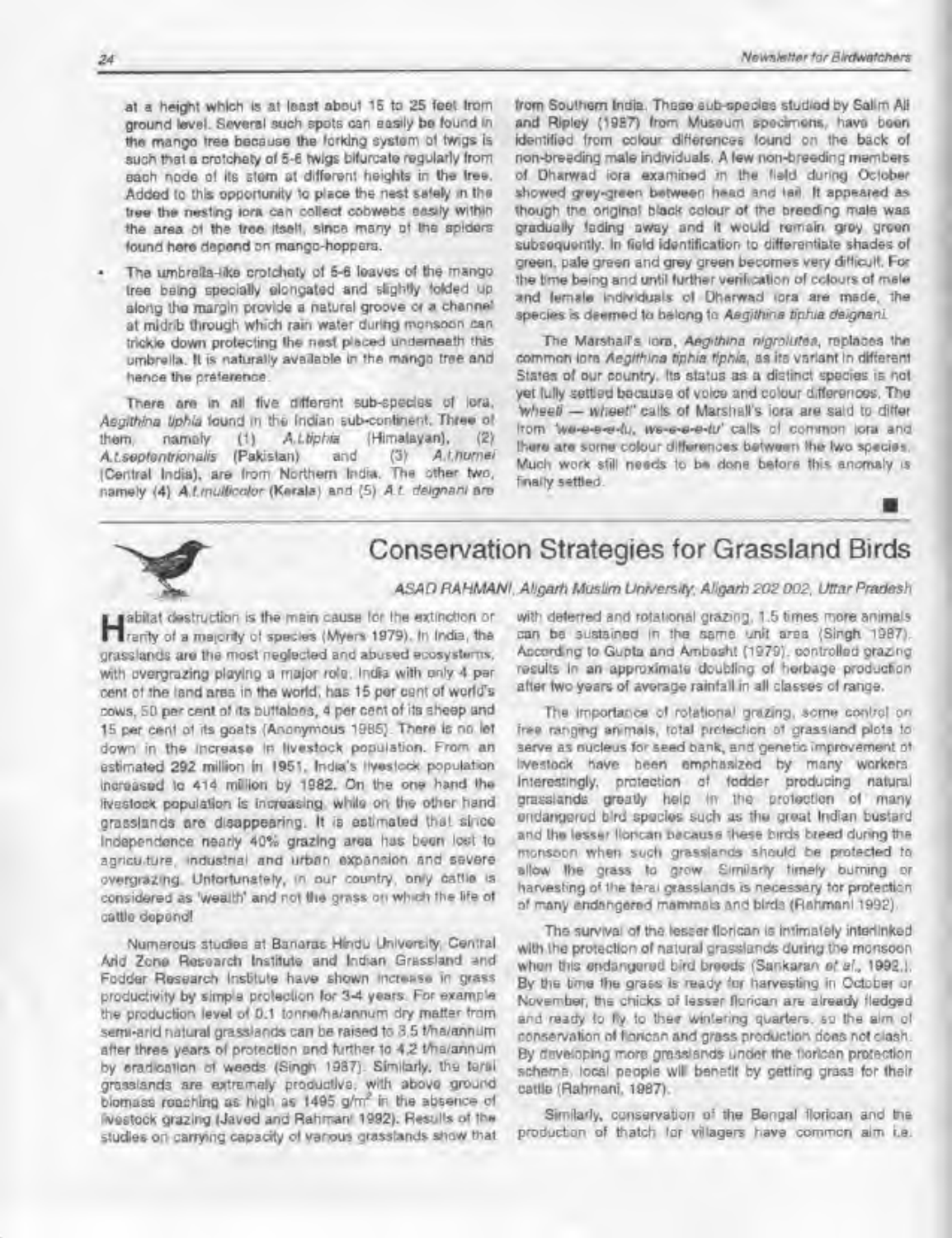at a height which is at least about 15 to 25 feet from ground level. Several such spots can easily be found in the mango tree because the forking system of twigs is such that a crotchety of 5-6 twigs bifurcate regularly from each node of its stem at different heights in the tree. Added to this opportunity to place the nest safely in the tree the nesting iora can collect cobwebs easily within the area of the tree itself, since many of the spiders found here depend on mango-hoppers.

- The umbrella-like crotchety of 5-6 leaves of the mango tree being specially elongated and slightly folded up along the margin provide a natural groove or a channel at midrib through which rain water during monsoon can trickle down protecting the nest placed underneath this umbrella. It is naturally available in the mango tree and hence the preference.

There are in all five different sub-species of iora, *Aegithina tiphia* found in the Indian sub-continent. Three of them, namely (1) *A.t.tiphia* (Himalayan), (2) *A.t.septentrionalis* (Pakistan) and (3) *A.t.humei* (Central India), are from Northern India. The other two, namely (4) *A.t.multicolor* (Kerala) and (5) *A.t. deignani* are from Southern India. These sub-species studied by Salim Ali and Ripley (1987) from Museum specimens, have been identified from colour differences found on the back of non-breeding male individuals. A few non-breeding members of Dharwad iora examined in the field during October showed grey-green between head and tail. It appeared as though the original black colour of the breeding male was gradually fading away and it would remain grey green subsequently. In field identification to differentiate shades of green, pale green and grey green becomes very difficult. For the time being and until further verification of colours of male and female individuals of Dharwad iora are made, the species is deemed to belong to *Aegithina tiphia deignani*.

The Marshall's iora, *Aegithina nigrolutea*, replaces the common iora *Aegithina tiphia tiphia*, as its variant in different States of our country. Its status as a distinct species is not yet fully settled because of voice and colour differences. The 'wheeli — wheet' calls of Marshall's iora are said to differ from 'we-e-e-e-tu, we-e-e-e-tu' calls of common iora and there are some colour differences between the two species. Much work still needs to be done before this anomaly is finally settled.

## Conservation Strategies for Grassland Birds

*ASAD RAHMANI, Aligarh Muslim University, Aligarh 202 002, Uttar Pradesh*

Habitat destruction is the main cause for the extinction or rarity of a majority of species (Myers 1979). In India, the grasslands are the most neglected and abused ecosystems, with overgrazing playing a major role. India with only 4 per cent of the land area in the world, has 15 per cent of world's cows, 50 per cent of its buffaloes, 4 per cent of its sheep and 15 per cent of its goats (Anonymous 1985). There is no let down in the increase in livestock population. From an estimated 292 million in 1951, India's livestock population increased to 414 million by 1982. On the one hand the livestock population is increasing, while on the other hand grasslands are disappearing. It is estimated that since Independence nearly 40% grazing area has been lost to agriculture, industrial and urban expansion and severe overgrazing. Unfortunately, in our country, only cattle is considered as 'wealth' and not the grass on which the life of cattle depend!

Numerous studies at Banaras Hindu University, Central Arid Zone Research Institute and Indian Grassland and Fodder Research Institute have shown increase in grass productivity by simple protection for 3-4 years. For example the production level of 0.1 tonne/ha/annum dry matter from semi-arid natural grasslands can be raised to 3.5 t/ha/annum after three years of protection and further to 4.2 t/ha/annum by eradication of weeds (Singh 1987). Similarly, the terai grasslands are extremely productive, with above ground biomass reaching as high as 1495 g/m$^2$ in the absence of livestock grazing (Javed and Rahmani 1992). Results of the studies on carrying capacity of various grasslands show that with deferred and rotational grazing, 1.5 times more animals can be sustained in the same unit area (Singh 1987). According to Gupta and Ambasht (1979), controlled grazing results in an approximate doubling of herbage production after two years of average rainfall in all classes of range.

The importance of rotational grazing, some control on free ranging animals, total protection of grassland plots to serve as nucleus for seed bank, and genetic improvement of livestock have been emphasized by many workers. Interestingly, protection of fodder producing natural grasslands greatly help in the protection of many endangered bird species such as the great Indian bustard and the lesser florican because these birds breed during the monsoon when such grasslands should be protected to allow the grass to grow. Similarly timely burning or harvesting of the terai grasslands is necessary for protection of many endangered mammals and birds (Rahmani 1992).

The survival of the lesser florican is intimately interlinked with the protection of natural grasslands during the monsoon when this endangered bird breeds (Sankaran *et al.*, 1992.). By the time the grass is ready for harvesting in October or November, the chicks of lesser florican are already fledged and ready to fly to their wintering quarters, so the aim of conservation of florican and grass production does not clash. By developing more grasslands under the florican protection scheme, local people will benefit by getting grass for their cattle (Rahmani, 1987).

Similarly, conservation of the Bengal florican and the production of thatch for villagers have common aim i.e.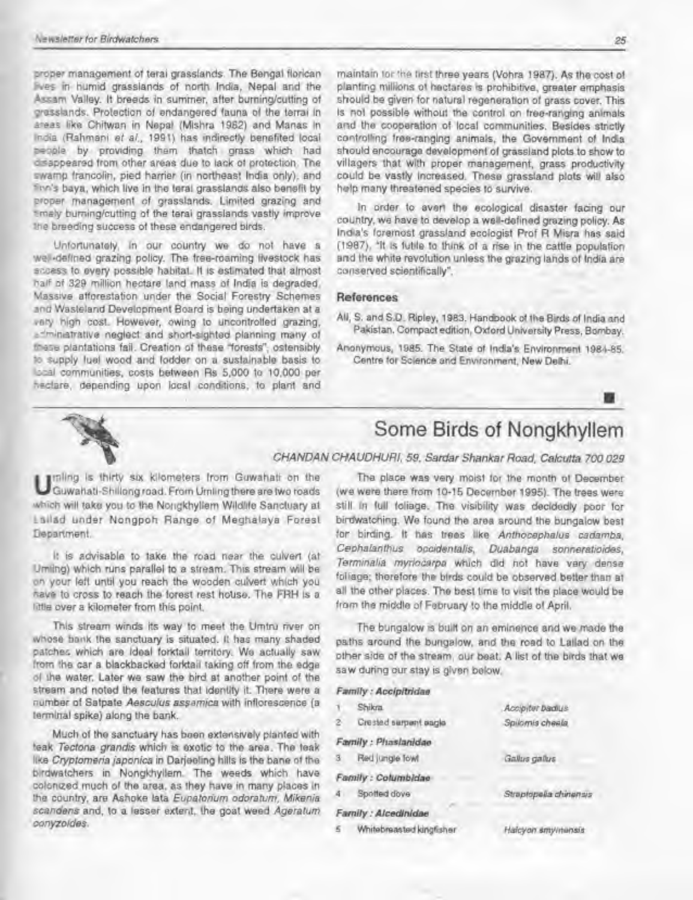proper management of terai grasslands. The Bengal florican lives in humid grasslands of north India, Nepal and the Assam Valley. It breeds in summer, after burning/cutting of grasslands. Protection of endangered fauna of the terrai in areas like Chitwan in Nepal (Mishra 1982) and Manas in India (Rahmani *et al.*, 1991) has indirectly benefited local people by providing them thatch grass which had disappeared from other areas due to lack of protection. The swamp francolin, pied harrier (in northeast India only), and Finn's baya, which live in the terai grasslands also benefit by proper management of grasslands. Limited grazing and timely burning/cutting of the terai grasslands vastly improve the breeding success of these endangered birds.

Unfortunately, in our country we do not have a well-defined grazing policy. The free-roaming livestock has access to every possible habitat. It is estimated that almost half of 329 million hectare land mass of India is degraded. Massive afforestation under the Social Forestry Schemes and Wasteland Development Board is being undertaken at a very high cost. However, owing to uncontrolled grazing, administrative neglect and short-sighted planning many of these plantations fail. Creation of these "forests", ostensibly to supply fuel wood and fodder on a sustainable basis to local communities, costs between Rs 5,000 to 10,000 per hectare, depending upon local conditions, to plant and maintain for the first three years (Vohra 1987). As the cost of planting millions of hectares is prohibitive, greater emphasis should be given for natural regeneration of grass cover. This is not possible without the control on free-ranging animals and the cooperation of local communities. Besides strictly controlling free-ranging animals, the Government of India should encourage development of grassland plots to show to villagers that with proper management, grass productivity could be vastly increased. These grassland plots will also help many threatened species to survive.

In order to avert the ecological disaster facing our country, we have to develop a well-defined grazing policy. As India's foremost grassland ecologist Prof R Misra has said (1987), "It is futile to think of a rise in the cattle population and the white revolution unless the grazing lands of India are conserved scientifically".

### References

Ali, S. and S.D. Ripley, 1983. Handbook of the Birds of India and Pakistan. Compact edition, Oxford University Press, Bombay.

Anonymous, 1985. The State of India's Environment 1984-85. Centre for Science and Environment, New Delhi.

## Some Birds of Nongkhyllem

*CHANDAN CHAUDHURI, 59, Sardar Shankar Road, Calcutta 700 029*

Umling is thirty six kilometers from Guwahati on the Guwahati-Shillong road. From Umling there are two roads which will take you to the Nongkhyllem Wildlife Sanctuary at Lailad under Nongpoh Range of Meghalaya Forest Department.

It is advisable to take the road near the culvert (at Umling) which runs parallel to a stream. This stream will be on your left until you reach the wooden culvert which you have to cross to reach the forest rest house. The FRH is a little over a kilometer from this point.

This stream winds its way to meet the Umtru river on whose bank the sanctuary is situated. It has many shaded patches which are ideal forktail territory. We actually saw from the car a blackbacked forktail taking off from the edge of the water. Later we saw the bird at another point of the stream and noted the features that identify it. There were a number of Satpate *Aesculus assamica* with inflorescence (a terminal spike) along the bank.

Much of the sanctuary has been extensively planted with teak *Tectona grandis* which is exotic to the area. The teak like *Cryptomeria japonica* in Darjeeling hills is the bane of the birdwatchers in Nongkhyllem. The weeds which have colonized much of the area, as they have in many places in the country, are Ashoke lata *Eupatorium odoratum*, *Mikenia scandens* and, to a lesser extent, the goat weed *Ageratum conyzoides*.

The place was very moist for the month of December (we were there from 10-15 December 1995). The trees were still in full foliage. The visibility was decidedly poor for birdwatching. We found the area around the bungalow best for birding. It has trees like *Anthocephalus cadamba*, *Cephalanthus occidentalis*, *Duabanga sonneratioides*, *Terminalia myriocarpa* which did not have very dense foliage; therefore the birds could be observed better than at all the other places. The best time to visit the place would be from the middle of February to the middle of April.

The bungalow is built on an eminence and we made the paths around the bungalow, and the road to Lailad on the other side of the stream, our beat. A list of the birds that we saw during our stay is given below.

***Family : Accipitridae***

| | | |
|---|---|---|
| 1 | Shikra | *Accipiter badius* |
| 2 | Crested serpent eagle | *Spilornis cheela* |

***Family : Phasianidae***

| | | |
|---|---|---|
| 3 | Red jungle fowl | *Gallus gallus* |

***Family : Columbidae***

| | | |
|---|---|---|
| 4 | Spotted dove | *Streptopelia chinensis* |

***Family : Alcedinidae***

| | | |
|---|---|---|
| 5 | Whitebreasted kingfisher | *Halcyon smyrnensis* |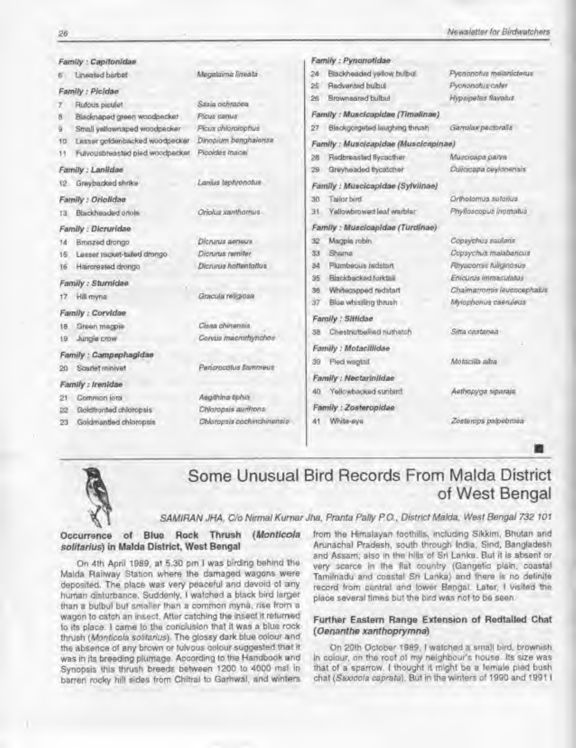**Family : Capitonidae**

| | | |
|---|---|---|
| 6 | Lineated barbet | *Megalaima lineata* |

**Family : Picidae**

| | | |
|---|---|---|
| 7 | Rufous piculet | *Sasia ochracea* |
| 8 | Blacknaped green woodpecker | *Picus canus* |
| 9 | Small yellownaped woodpecker | *Picus chlorolophus* |
| 10 | Lesser goldenbacked woodpecker | *Dinopium benghalense* |
| 11 | Fulvousbreasted pied woodpecker | *Picoides macei* |

**Family : Laniidae**

| | | |
|---|---|---|
| 12 | Greybacked shrike | *Lanius tephronotus* |

**Family : Oriolidae**

| | | |
|---|---|---|
| 13 | Blackheaded oriole | *Oriolus xanthornus* |

**Family : Dicruridae**

| | | |
|---|---|---|
| 14 | Bronzed drongo | *Dicrurus aeneus* |
| 15 | Lesser racket-tailed drongo | *Dicrurus remifer* |
| 16 | Haircrested drongo | *Dicrurus hottentottus* |

**Family : Sturnidae**

| | | |
|---|---|---|
| 17 | Hill myna | *Gracula religiosa* |

**Family : Corvidae**

| | | |
|---|---|---|
| 18 | Green magpie | *Cissa chinensis* |
| 19 | Jungle crow | *Corvus macrorhynchos* |

**Family : Campephagidae**

| | | |
|---|---|---|
| 20 | Scarlet minivet | *Pericrocotus flammeus* |

**Family : Irenidae**

| | | |
|---|---|---|
| 21 | Common iora | *Aegithina tiphia* |
| 22 | Goldfronted chloropsis | *Chloropsis aurifrons* |
| 23 | Goldmantled chloropsis | *Chloropsis cochinchinensis* |

**Family : Pycnonotidae**

| | | |
|---|---|---|
| 24 | Blackheaded yellow bulbul | *Pycnonotus melanicterus* |
| 25 | Redvented bulbul | *Pycnonotus cafer* |
| 26 | Brownsared bulbul | *Hypsipetes flavalus* |

**Family : Muscicapidae (Timaliinae)**

| | | |
|---|---|---|
| 27 | Blackgorgeted laughing thrush | *Garrulax pectoralis* |

**Family : Muscicapidae (Muscicapinae)**

| | | |
|---|---|---|
| 28 | Redbreasted flycacther | *Muscicapa parva* |
| 29 | Greyheaded flycatcher | *Culicicapa ceylonensis* |

**Family : Muscicapidae (Sylviinae)**

| | | |
|---|---|---|
| 30 | Tailor bird | *Orthotomus sutorius* |
| 31 | Yellowbrowed leaf warbler | *Phylloscopus inornatus* |

**Family : Muscicapidae (Turdinae)**

| | | |
|---|---|---|
| 32 | Magpie robin | *Copsychus saularis* |
| 33 | Shama | *Copsychus malabaricus* |
| 34 | Plumbeous redstart | *Rhyacornis fuliginosus* |
| 35 | Blackbacked forktail | *Enicurus immaculatus* |
| 36 | Whitecapped redstart | *Chaimarrornis leucocephalus* |
| 37 | Blue whistling thrush | *Myiophonus caeruleus* |

**Family : Sittidae**

| | | |
|---|---|---|
| 38 | Chestnutbellied nuthatch | *Sitta castanea* |

**Family : Motacillidae**

| | | |
|---|---|---|
| 39 | Pied wagtail | *Motacilla alba* |

**Family : Nectariniidae**

| | | |
|---|---|---|
| 40 | Yellowbacked sunbird | *Aethopyga siparaja* |

**Family : Zosteropidae**

| | | |
|---|---|---|
| 41 | White-eye | *Zosterops palpebrosa* |

# Some Unusual Bird Records From Malda District of West Bengal

*SAMIRAN JHA, C/o Nirmal Kumar Jha, Pranta Pally P.O., District Malda, West Bengal 732 101*

## Occurrence of Blue Rock Thrush (*Monticola solitarius*) in Malda District, West Bengal

On 4th April 1989, at 5.30 pm I was birding behind the Malda Railway Station where the damaged wagons were deposited. The place was very peaceful and devoid of any human disturbance. Suddenly, I watched a black bird larger than a bulbul but smaller than a common myna, rise from a wagon to catch an insect. After catching the insect it returned to its place. I came to the conclusion that it was a blue rock thrush (*Monticola solitarius*). The glossy dark blue colour and the absence of any brown or fulvous colour suggested that it was in its breeding plumage. According to the Handbook and Synopsis this thrush breeds between 1200 to 4000 msl in barren rocky hill sides from Chitral to Garhwal, and winters from the Himalayan foothills, including Sikkim, Bhutan and Arunachal Pradesh, south through India, Sind, Bangladesh and Assam; also in the hills of Sri Lanka. But it is absent or very scarce in the flat country (Gangetic plain, coastal Tamilnadu and coastal Sri Lanka) and there is no definite record from central and lower Bengal. Later, I visited the place several times but the bird was not to be seen.

## Further Eastern Range Extension of Redtailed Chat (*Oenanthe xanthoprymna*)

On 20th October 1989, I watched a small bird, brownish in colour, on the roof of my neighbour's house. Its size was that of a sparrow. I thought it might be a female pied bush chat (*Saxicola caprata*). But in the winters of 1990 and 1991 I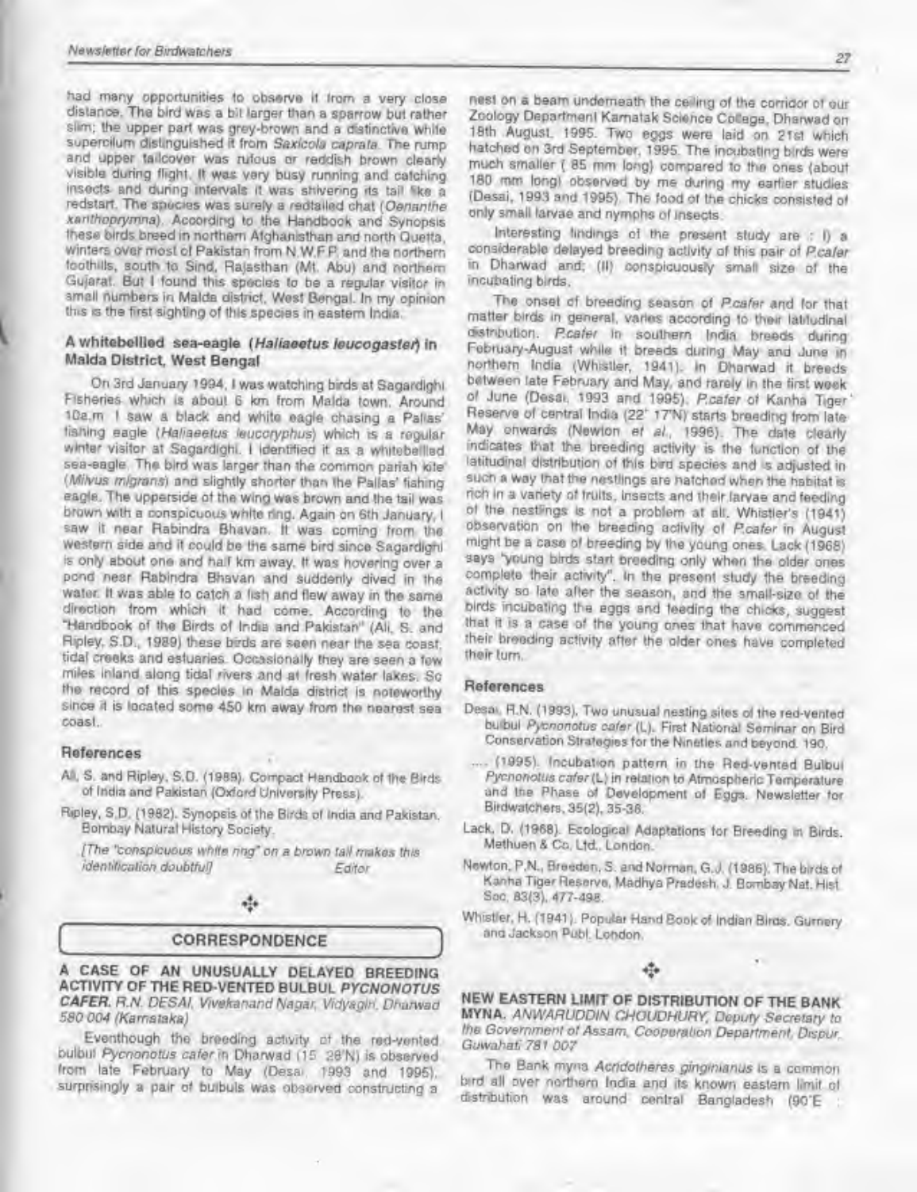had many opportunities to observe it from a very close distance. The bird was a bit larger than a sparrow but rather slim; the upper part was grey-brown and a distinctive white supercilium distinguished it from *Saxicola caprata*. The rump and upper tailcover was rufous or reddish brown clearly visible during flight. It was very busy running and catching insects and during intervals it was shivering its tail like a redstart. The species was surely a redtailed chat (*Oenanthe xanthoprymna*). According to the Handbook and Synopsis these birds breed in northern Afghanisthan and north Quetta, winters over most of Pakistan from N.W.F.P. and the northern foothills, south to Sind, Rajasthan (Mt. Abu) and northern Gujarat. But I found this species to be a regular visitor in small numbers in Malda district, West Bengal. In my opinion this is the first sighting of this species in eastern India.

### A whitebellied sea-eagle (*Haliaeetus leucogaster*) in Malda District, West Bengal

On 3rd January 1994, I was watching birds at Sagardighi Fisheries which is about 6 km from Malda town. Around 10a.m. I saw a black and white eagle chasing a Pallas' fishing eagle (*Haliaeetus leucoryphus*) which is a regular winter visitor at Sagardighi. I identified it as a whitebellied sea-eagle. The bird was larger than the common pariah kite (*Milvus migrans*) and slightly shorter than the Pallas' fishing eagle. The upperside of the wing was brown and the tail was brown with a conspicuous white ring. Again on 6th January, I saw it near Rabindra Bhavan. It was coming from the western side and it could be the same bird since Sagardighi is only about one and half km away. It was hovering over a pond near Rabindra Bhavan and suddenly dived in the water. It was able to catch a fish and flew away in the same direction from which it had come. According to the "Handbook of the Birds of India and Pakistan" (Ali, S. and Ripley, S.D., 1989) these birds are seen near the sea coast, tidal creeks and estuaries. Occasionally they are seen a few miles inland along tidal rivers and at fresh water lakes. So the record of this species in Malda district is noteworthy since it is located some 450 km away from the nearest sea coast.

#### References

Ali, S. and Ripley, S.D. (1989). Compact Handbook of the Birds of India and Pakistan (Oxford University Press).

Ripley, S.D. (1982). Synopsis of the Birds of India and Pakistan. Bombay Natural History Society.

*[The "conspicuous white ring" on a brown tail makes this identification doubtful]* — *Editor*

## CORRESPONDENCE

### A CASE OF AN UNUSUALLY DELAYED BREEDING ACTIVITY OF THE RED-VENTED BULBUL *PYCNONOTUS CAFER*. *R.N. DESAI, Vivekanand Nagar, Vidyagiri, Dharwad 580 004 (Karnataka)*

Eventhough the breeding activity of the red-vented bulbul *Pycnonotus cafer* in Dharwad (15° 28'N) is observed from late February to May (Desai, 1993 and 1995), surprisingly a pair of bulbuls was observed constructing a nest on a beam underneath the ceiling of the corridor of our Zoology Department Karnatak Science College, Dharwad on 18th August, 1995. Two eggs were laid on 21st which hatched on 3rd September, 1995. The incubating birds were much smaller ( 85 mm long) compared to the ones (about 180 mm long) observed by me during my earlier studies (Desai, 1993 and 1995). The food of the chicks consisted of only small larvae and nymphs of insects.

Interesting findings of the present study are : I) a considerable delayed breeding activity of this pair of *P.cafer* in Dharwad and; (II) conspicuously small size of the incubating birds.

The onset of breeding season of *P.cafer* and for that matter birds in general, varies according to their latitudinal distribution. *P.cafer* in southern India breeds during February-August while it breeds during May and June in northern India (Whistler, 1941). In Dharwad it breeds between late February and May, and rarely in the first week of June (Desai, 1993 and 1995). *P.cafer* of Kanha Tiger Reserve of central India (22° 17'N) starts breeding from late May onwards (Newton *et al.*, 1996). The date clearly indicates that the breeding activity is the function of the latitudinal distribution of this bird species and is adjusted in such a way that the nestlings are hatched when the habitat is rich in a variety of fruits, insects and their larvae and feeding of the nestlings is not a problem at all. Whistler's (1941) observation on the breeding activity of *P.cafer* in August might be a case of breeding by the young ones. Lack (1968) says "young birds start breeding only when the older ones complete their activity". In the present study the breeding activity so late after the season, and the small-size of the birds incubating the eggs and feeding the chicks, suggest that it is a case of the young ones that have commenced their breeding activity after the older ones have completed their turn.

#### References

Desai, R.N. (1993). Two unusual nesting sites of the red-vented bulbul *Pycnonotus cafer* (L). First National Seminar on Bird Conservation Strategies for the Nineties and beyond. 190.

.... (1995). Incubation pattern in the Red-vented Bulbul *Pycnonotus cafer* (L) in relation to Atmospheric Temperature and the Phase of Development of Eggs. Newsletter for Birdwatchers, 35(2), 35-38.

Lack, D. (1968). Ecological Adaptations for Breeding in Birds. Methuen & Co. Ltd., London.

Newton, P.N., Breeden, S. and Norman, G.J. (1986). The birds of Kanha Tiger Reserve, Madhya Pradesh. J. Bombay Nat. Hist. Soc. 83(3), 477-498.

Whistler, H. (1941). Popular Hand Book of Indian Birds. Gurnery and Jackson Publ. London.

### NEW EASTERN LIMIT OF DISTRIBUTION OF THE BANK MYNA. *ANWARUDDIN CHOUDHURY, Deputy Secretary to the Government of Assam, Cooperation Department, Dispur, Guwahati 781 007*

The Bank myna *Acridotheres ginginianus* is a common bird all over northern India and its known eastern limit of distribution was around central Bangladesh (90°E ;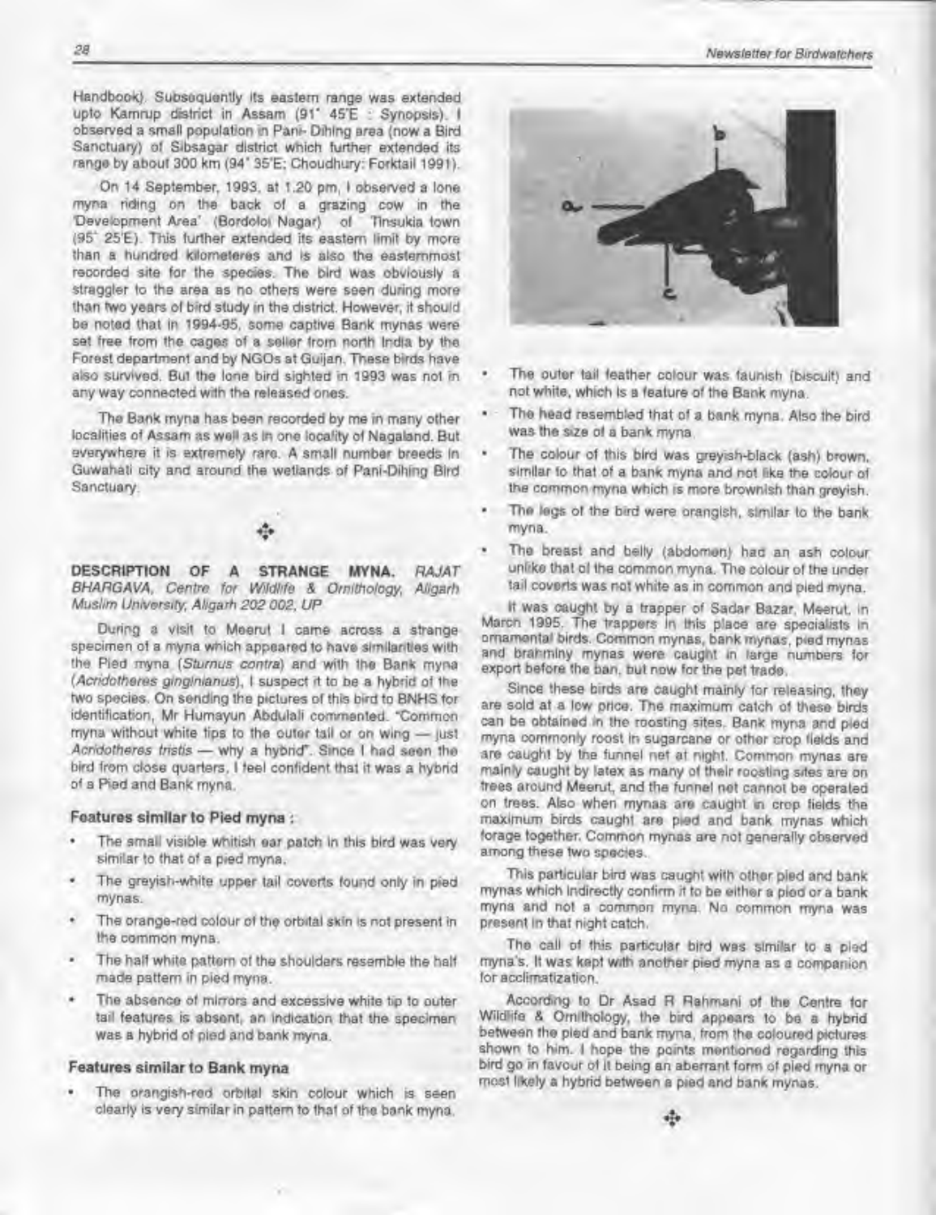Handbook). Subsequently its eastern range was extended upto Kamrup district in Assam (91° 45'E : Synopsis). I observed a small population in Pani- Dihing area (now a Bird Sanctuary) of Sibsagar district which further extended its range by about 300 km (94° 35'E; Choudhury: Forktail 1991).

On 14 September, 1993, at 1.20 pm, I observed a lone myna riding on the back of a grazing cow in the 'Development Area' (Bordoloi Nagar) of Tinsukia town (95° 25'E). This further extended its eastern limit by more than a hundred kilometeres and is also the easternmost recorded site for the species. The bird was obviously a straggler to the area as no others were seen during more than two years of bird study in the district. However, it should be noted that in 1994-95, some captive Bank mynas were set free from the cages of a seller from north India by the Forest department and by NGOs at Guijan. These birds have also survived. But the lone bird sighted in 1993 was not in any way connected with the released ones.

The Bank myna has been recorded by me in many other localities of Assam as well as in one locality of Nagaland. But everywhere it is extremely rare. A small number breeds in Guwahati city and around the wetlands of Pani-Dihing Bird Sanctuary.

**DESCRIPTION OF A STRANGE MYNA.** *RAJAT BHARGAVA, Centre for Wildlife & Ornithology, Aligarh Muslim University, Aligarh 202 002, UP*

During a visit to Meerut I came across a strange specimen of a myna which appeared to have similarities with the Pied myna (*Sturnus contra*) and with the Bank myna (*Acridotheres ginginianus*). I suspect it to be a hybrid of the two species. On sending the pictures of this bird to BNHS for identification, Mr Humayun Abdulali commented. "Common myna without white tips to the outer tail or on wing — just *Acridotheres tristis* — why a hybrid". Since I had seen the bird from close quarters, I feel confident that it was a hybrid of a Pied and Bank myna.

#### Features similar to Pied myna :

- The small visible whitish ear patch in this bird was very similar to that of a pied myna.
- The greyish-white upper tail coverts found only in pied mynas.
- The orange-red colour of the orbital skin is not present in the common myna.
- The half white pattern of the shoulders resemble the half made pattern in pied myna.
- The absence of mirrors and excessive white tip to outer tail features is absent, an indication that the specimen was a hybrid of pied and bank myna.

#### Features similar to Bank myna

- The orangish-red orbital skin colour which is seen clearly is very similar in pattern to that of the bank myna.
- The outer tail feather colour was faunish (biscuit) and not white, which is a feature of the Bank myna.
- The head resembled that of a bank myna. Also the bird was the size of a bank myna.
- The colour of this bird was greyish-black (ash) brown, similar to that of a bank myna and not like the colour of the common myna which is more brownish than greyish.
- The legs of the bird were orangish, similar to the bank myna.
- The breast and belly (abdomen) had an ash colour unlike that of the common myna. The colour of the under tail coverts was not white as in common and pied myna.

It was caught by a trapper of Sadar Bazar, Meerut, in March 1995. The trappers in this place are specialists in ornamental birds. Common mynas, bank mynas, pied mynas and brahminy mynas were caught in large numbers for export before the ban, but now for the pet trade.

Since these birds are caught mainly for releasing, they are sold at a low price. The maximum catch of these birds can be obtained in the roosting sites. Bank myna and pied myna commonly roost in sugarcane or other crop fields and are caught by the funnel net at night. Common mynas are mainly caught by latex as many of their roosting sites are on trees around Meerut, and the funnel net cannot be operated on trees. Also when mynas are caught in crop fields the maximum birds caught are pied and bank mynas which forage together. Common mynas are not generally observed among these two species.

This particular bird was caught with other pied and bank mynas which indirectly confirm it to be either a pied or a bank myna and not a common myna. No common myna was present in that night catch.

The call of this particular bird was similar to a pied myna's. It was kept with another pied myna as a companion for acclimatization.

According to Dr Asad R Rahmani of the Centre for Wildlife & Ornithology, the bird appears to be a hybrid between the pied and bank myna, from the coloured pictures shown to him. I hope the points mentioned regarding this bird go in favour of it being an aberrant form of pied myna or most likely a hybrid between a pied and bank mynas.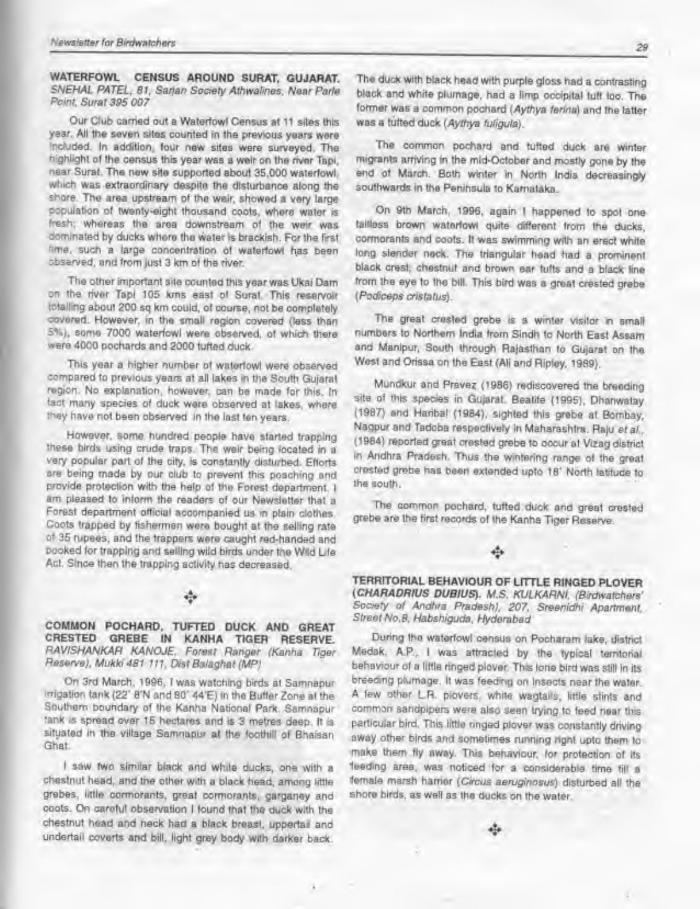**WATERFOWL CENSUS AROUND SURAT, GUJARAT.** *SNEHAL PATEL, 81, Sarjan Society Athwalines, Near Parle Point, Surat 395 007*

Our Club carried out a Waterfowl Census at 11 sites this year. All the seven sites counted in the previous years were included. In addition, four new sites were surveyed. The highlight of the census this year was a weir on the river Tapi, near Surat. The new site supported about 35,000 waterfowl, which was extraordinary despite the disturbance along the shore. The area upstream of the weir, showed a very large population of twenty-eight thousand coots, where water is fresh; whereas the area downstream of the weir was dominated by ducks where the water is brackish. For the first time, such a large concentration of waterfowl has been observed, and from just 3 km of the river.

The other important site counted this year was Ukai Dam on the river Tapi 105 kms east of Surat. This reservoir totalling about 200 sq km could, of course, not be completely covered. However, in the small region covered (less than 5%), some 7000 waterfowl were observed, of which there were 4000 pochards and 2000 tufted duck.

This year a higher number of waterfowl were observed compared to previous years at all lakes in the South Gujarat region. No explanation, however, can be made for this. In fact many species of duck were observed at lakes, where they have not been observed in the last ten years.

However, some hundred people have started trapping these birds using crude traps. The weir being located in a very popular part of the city, is constantly disturbed. Efforts are being made by our club to prevent this poaching and provide protection with the help of the Forest department. I am pleased to inform the readers of our Newsletter that a Forest department official accompanied us in plain clothes. Coots trapped by fishermen were bought at the selling rate of 35 rupees, and the trappers were caught red-handed and booked for trapping and selling wild birds under the Wild Life Act. Since then the trapping activity has decreased.

**COMMON POCHARD, TUFTED DUCK AND GREAT CRESTED GREBE IN KANHA TIGER RESERVE.** *RAVISHANKAR KANOJE, Forest Ranger (Kanha Tiger Reserve), Mukki 481 111, Dist Balaghat (MP)*

On 3rd March, 1996, I was watching birds at Samnapur irrigation tank (22° 8'N and 80° 44'E) in the Buffer Zone at the Southern boundary of the Kanha National Park. Samnapur tank is spread over 15 hectares and is 3 metres deep. It is situated in the village Samnapur at the foothill of Bhaisan Ghat.

I saw two similar black and white ducks, one with a chestnut head, and the other with a black head, among little grebes, little cormorants, great cormorants, garganey and coots. On careful observation I found that the duck with the chestnut head and neck had a black breast, uppertail and undertail coverts and bill, light grey body with darker back. The duck with black head with purple gloss had a contrasting black and white plumage, had a limp occipital tuft too. The former was a common pochard (*Aythya ferina*) and the latter was a tufted duck (*Aythya fuligula*).

The common pochard and tufted duck are winter migrants arriving in the mid-October and mostly gone by the end of March. Both winter in North India decreasingly southwards in the Peninsula to Karnataka.

On 9th March, 1996, again I happened to spot one tailless brown waterfowl quite different from the ducks, cormorants and coots. It was swimming with an erect white long slender neck. The triangular head had a prominent black crest, chestnut and brown ear tufts and a black line from the eye to the bill. This bird was a great crested grebe (*Podiceps cristatus*).

The great crested grebe is a winter visitor in small numbers to Northern India from Sindh to North East Assam and Manipur, South through Rajasthan to Gujarat on the West and Orissa on the East (Ali and Ripley, 1989).

Mundkur and Pravez (1986) rediscovered the breeding site of this species in Gujarat. Beatite (1995), Dhanwatay (1987) and Haribal (1984), sighted this grebe at Bombay, Nagpur and Tadoba respectively in Maharashtra. Raju *et al.*, (1984) reported great crested grebe to occur at Vizag district in Andhra Pradesh. Thus the wintering range of the great crested grebe has been extended upto 18° North latitude to the south.

The common pochard, tufted duck and great crested grebe are the first records of the Kanha Tiger Reserve.

**TERRITORIAL BEHAVIOUR OF LITTLE RINGED PLOVER (*CHARADRIUS DUBIUS*).** *M.S. KULKARNI, (Birdwatchers' Society of Andhra Pradesh), 207, Sreenidhi Apartment, Street No.8, Habshiguda, Hyderabad*

During the waterfowl census on Pocharam lake, district Medak, A.P., I was attracted by the typical territorial behaviour of a little ringed plover. This lone bird was still in its breeding plumage. It was feeding on insects near the water. A few other L.R. plovers, white wagtails, little stints and common sandpipers were also seen trying to feed near this particular bird. This little ringed plover was constantly driving away other birds and sometimes running right upto them to make them fly away. This behaviour, for protection of its feeding area, was noticed for a considerable time till a female marsh harrier (*Circus aeruginosus*) disturbed all the shore birds, as well as the ducks on the water.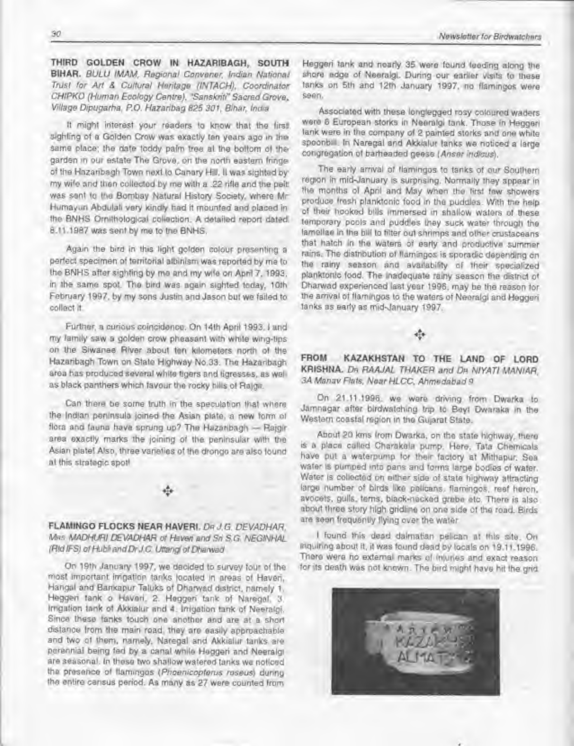**THIRD GOLDEN CROW IN HAZARIBAGH, SOUTH BIHAR.** *BULU IMAM, Regional Convener, Indian National Trust for Art & Cultural Heritage (INTACH), Coordinator CHIPKO (Human Ecology Centre), "Sanskriti" Sacred Grove, Village Dipugarha, P.O. Hazaribag 825 301, Bihar, India*

It might interest your readers to know that the first sighting of a Golden Crow was exactly ten years ago in the same place; the date toddy palm tree at the bottom of the garden in our estate The Grove, on the north eastern fringe of the Hazaribagh Town next to Canary Hill. It was sighted by my wife and then collected by me with a .22 rifle and the pelt was sent to the Bombay Natural History Society, where Mr Humayun Abdulali very kindly had it mounted and placed in the BNHS Ornithological collection. A detailed report dated 8.11.1987 was sent by me to the BNHS.

Again the bird in this light golden colour presenting a perfect specimen of territorial albinism was reported by me to the BNHS after sighting by me and my wife on April 7, 1993, in the same spot. The bird was again sighted today, 10th February 1997, by my sons Justin and Jason but we failed to collect it.

Further, a curious coincidence: On 14th April 1993, I and my family saw a golden crow pheasant with white wing-tips on the Siwanee River about ten kilometers north of the Hazaribagh Town on State Highway No.33. The Hazaribagh area has produced several white tigers and tigresses, as well as black panthers which favour the rocky hills of Rajgir.

Can there be some truth in the speculation that where the Indian peninsula joined the Asian plate, a new form of flora and fauna have sprung up? The Hazaribagh — Rajgir area exactly marks the joining of the peninsular with the Asian plate! Also, three varieties of the drongo are also found at this strategic spot!

**FLAMINGO FLOCKS NEAR HAVERI.** *DR J.G. DEVADHAR, MRS MADHURI DEVADHAR of Haveri and SRI S.G. NEGINHAL (Rtd IFS) of Hubli and Dr J.C. Uttangi of Dharwad*

On 19th January 1997, we decided to survey four of the most important irrigation tanks located in areas of Haveri, Hangal and Bankapur Taluks of Dharwad district, namely 1. Heggeri tank o Haveri, 2. Heggeri tank of Naregal, 3. Irrigation tank of Akkialur and 4. Irrigation tank of Neeralgi. Since these tanks touch one another and are at a short distance from the main road, they are easily approachable and two of them, namely, Naregal and Akkialur tanks are perennial being fed by a canal while Heggeri and Neeralgi are seasonal. In these two shallow watered tanks we noticed the presence of flamingos (*Phoenicopterus roseus*) during the entire census period. As many as 27 were counted from Heggeri tank and nearly 35 were found feeding along the shore edge of Neeralgi. During our earlier visits to these tanks on 5th and 12th January 1997, no flamingos were seen.

Associated with these longlegged rosy coloured waders were 6 European storks in Neeralgi tank. Those in Heggeri tank were in the company of 2 painted storks and one white spoonbill. In Naregal and Akkialur tanks we noticed a large congregation of barheaded geese (*Anser indicus*).

The early arrival of flamingos to tanks of our Southern region in mid-January is surprising. Normally they appear in the months of April and May when the first few showers produce fresh planktonic food in the puddles. With the help of their hooked bills immersed in shallow waters of these temporary pools and puddles they suck water through the lamellae in the bill to filter out shrimps and other crustaceans that hatch in the waters of early and productive summer rains. The distribution of flamingos is sporadic depending on the rainy season and availability of their specialized planktonic food. The inadequate rainy season the district of Dharwad experienced last year 1996, may be the reason for the arrival of flamingos to the waters of Neeralgi and Heggeri tanks as early as mid-January 1997.

**FROM KAZAKHSTAN TO THE LAND OF LORD KRISHNA.** *DR RAAJAL THAKER and DR NIYATI MANIAR, 3A Manav Flats, Near HLCC, Ahmedabad 9*

On 21.11.1996, we were driving from Dwarka to Jamnagar after birdwatching trip to Beyt Dwaraka in the Western coastal region in the Gujarat State.

About 20 kms from Dwarka, on the state highway, there is a place called Charakala pump. Here, Tata Chemicals have put a waterpump for their factory at Mithapur. Sea water is pumped into pans and forms large bodies of water. Water is collected on either side of state highway attracting large number of birds like pelicans, flamingos, reef heron, avocets, gulls, terns, black-necked grebe etc. There is also about three story high gridline on one side of the road. Birds are seen frequently flying over the water.

I found this dead dalmatian pelican at this site. On enquiring about it, it was found dead by locals on 19.11.1996. There were no external marks of injuries and exact reason for its death was not known. The bird might have hit the grid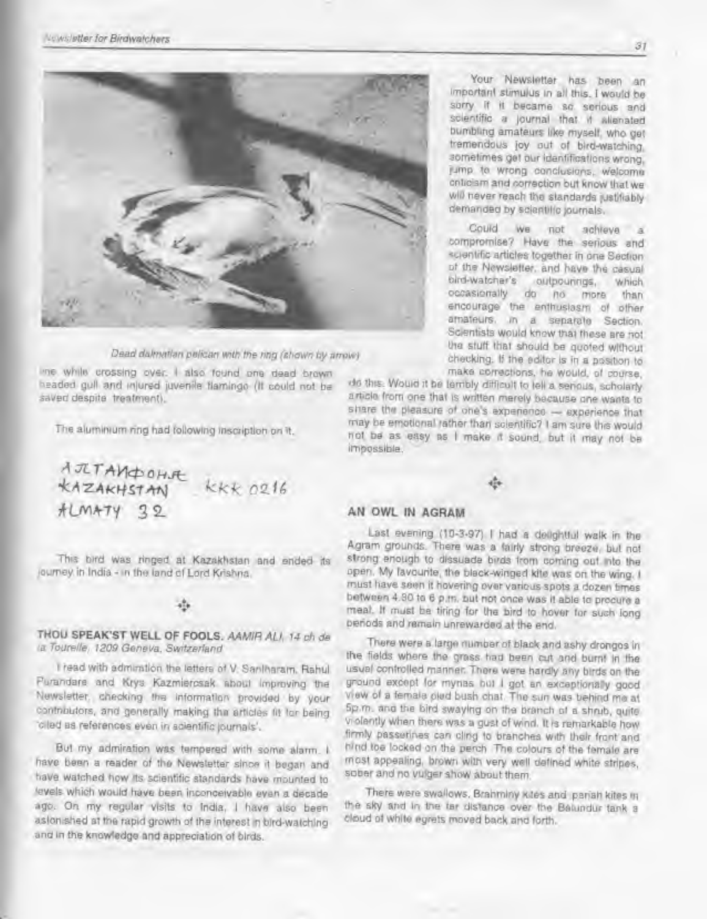Dead dalmatian pelican with the ring (shown by arrow)

line while crossing over. I also found one dead brown headed gull and injured juvenile flamingo (it could not be saved despite treatment).

The aluminium ring had following inscription on it.

АЛТАНФОНА
KAZAKHSTAN KKK 0216
ALMATY 32

This bird was ringed at Kazakhstan and ended its journey in India - in the land of Lord Krishna.

✣

### THOU SPEAK'ST WELL OF FOOLS. *AAMIR ALI, 14 ch de la Tourelle, 1209 Geneva, Switzerland*

I read with admiration the letters of V. Santharam, Rahul Purandare and Krys Kazmierczak about improving the Newsletter, checking the information provided by your contributors, and generally making the articles fit for being 'cited as references even in scientific journals'.

But my admiration was tempered with some alarm. I have been a reader of the Newsletter since it began and have watched how its scientific standards have mounted to levels which would have been inconceivable even a decade ago. On my regular visits to India, I have also been astonished at the rapid growth of the interest in bird-watching and in the knowledge and appreciation of birds.

Your Newsletter has been an important stimulus in all this. I would be sorry if it became so serious and scientific a journal that it alienated bumbling amateurs like myself, who get tremendous joy out of bird-watching, sometimes get our identifications wrong, jump to wrong conclusions, welcome criticism and correction but know that we will never reach the standards justifiably demanded by scientific journals.

Could we not achieve a compromise? Have the serious and scientific articles together in one Section of the Newsletter, and have the casual bird-watcher's outpourings, which occasionally do no more than encourage the enthusiasm of other amateurs, in a separate Section. Scientists would know that these are not the stuff that should be quoted without checking. If the editor is in a position to make corrections, he would, of course, do this. Would it be terribly difficult to tell a serious, scholarly article from one that is written merely because one wants to share the pleasure of one's experience — experience that may be emotional rather than scientific? I am sure this would not be as easy as I make it sound, but it may not be impossible.

✣

### AN OWL IN AGRAM

Last evening (10-3-97) I had a delightful walk in the Agram grounds. There was a fairly strong breeze, but not strong enough to dissuade birds from coming out into the open. My favourite, the black-winged kite was on the wing. I must have seen it hovering over various spots a dozen times between 4.30 to 6 p.m. but not once was it able to procure a meal. It must be tiring for the bird to hover for such long periods and remain unrewarded at the end.

There were a large number of black and ashy drongos in the fields where the grass had been cut and burnt in the usual controlled manner. There were hardly any birds on the ground except for mynas but I got an exceptionally good view of a female pied bush chat. The sun was behind me at 5p.m. and the bird swaying on the branch of a shrub, quite violently when there was a gust of wind. It is remarkable how firmly passerines can cling to branches with their front and hind toe locked on the perch. The colours of the female are most appealing, brown with very well defined white stripes, sober and no vulgar show about them.

There were swallows, Brahminy kites and pariah kites in the sky and in the far distance over the Balundur tank a cloud of white egrets moved back and forth.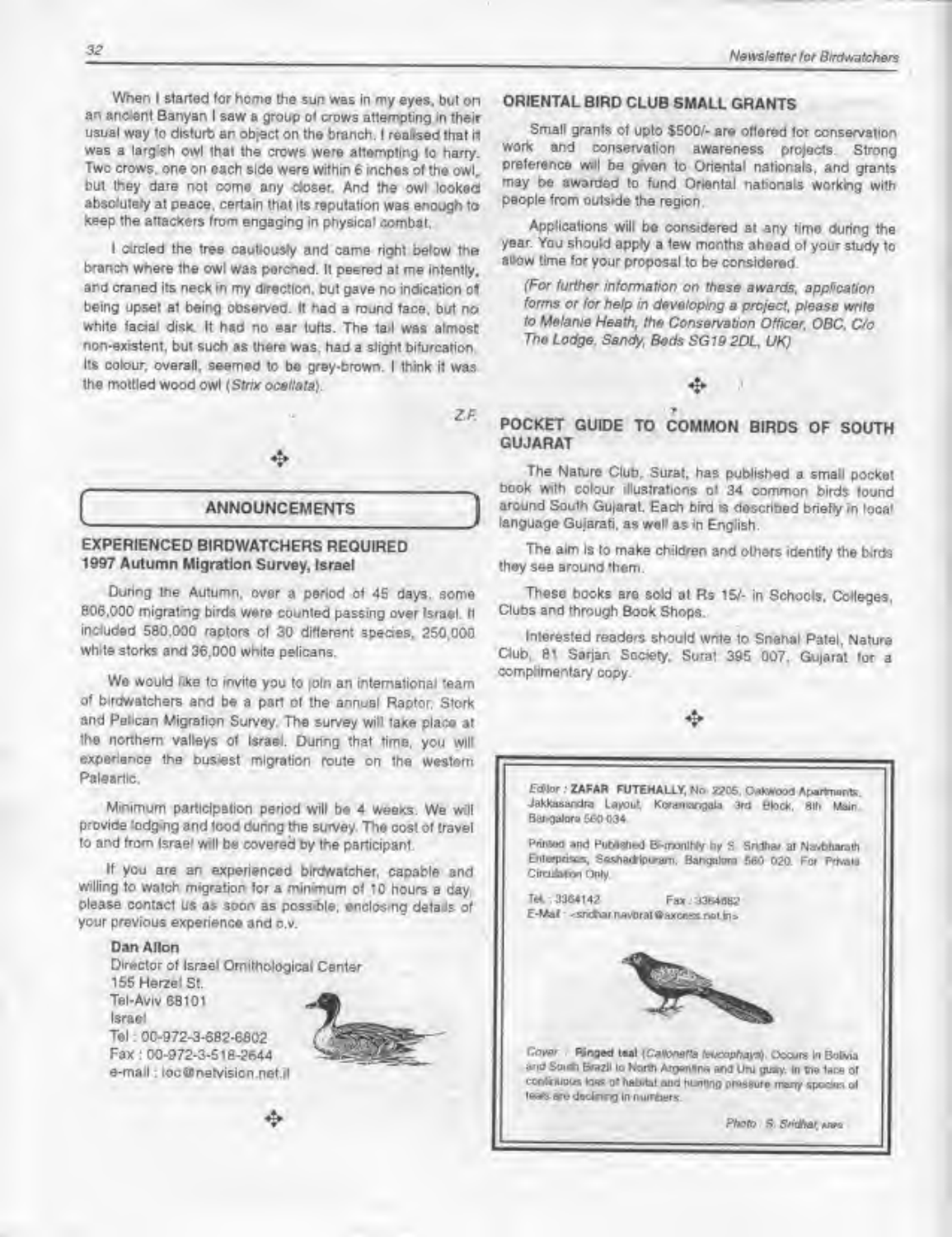When I started for home the sun was in my eyes, but on an ancient Banyan I saw a group of crows attempting in their usual way to disturb an object on the branch. I realised that it was a largish owl that the crows were attempting to harry. Two crows, one on each side were within 6 inches of the owl, but they dare not come any closer. And the owl looked absolutely at peace, certain that its reputation was enough to keep the attackers from engaging in physical combat.

I circled the tree cautiously and came right below the branch where the owl was perched. It peered at me intently, and craned its neck in my direction, but gave no indication of being upset at being observed. It had a round face, but no white facial disk. It had no ear tufts. The tail was almost non-existent, but such as there was, had a slight bifurcation. Its colour, overall, seemed to be grey-brown. I think it was the mottled wood owl (*Strix ocellata*).

Z.F.

## ANNOUNCEMENTS

### EXPERIENCED BIRDWATCHERS REQUIRED
**1997 Autumn Migration Survey, Israel**

During the Autumn, over a period of 45 days, some 806,000 migrating birds were counted passing over Israel. It included 580,000 raptors of 30 different species, 250,000 white storks and 36,000 white pelicans.

We would like to invite you to join an international team of birdwatchers and be a part of the annual Raptor, Stork and Pelican Migration Survey. The survey will take place at the northern valleys of Israel. During that time, you will experience the busiest migration route on the western Paleartic.

Minimum participation period will be 4 weeks. We will provide lodging and food during the survey. The cost of travel to and from Israel will be covered by the participant.

If you are an experienced birdwatcher, capable and willing to watch migration for a minimum of 10 hours a day, please contact us as soon as possible, enclosing details of your previous experience and c.v.

**Dan Allon**
Director of Israel Ornithological Center
155 Herzel St.
Tel-Aviv 68101
Israel
Tel : 00-972-3-682-6802
Fax : 00-972-3-518-2644
e-mail : ioc@netvision.net.il

### ORIENTAL BIRD CLUB SMALL GRANTS

Small grants of upto $500/- are offered for conservation work and conservation awareness projects. Strong preference will be given to Oriental nationals, and grants may be awarded to fund Oriental nationals working with people from outside the region.

Applications will be considered at any time during the year. You should apply a few months ahead of your study to allow time for your proposal to be considered.

*(For further information on these awards, application forms or for help in developing a project, please write to Melanie Heath, the Conservation Officer, OBC, C/o The Lodge, Sandy, Beds SG19 2DL, UK)*

### POCKET GUIDE TO COMMON BIRDS OF SOUTH GUJARAT

The Nature Club, Surat, has published a small pocket book with colour illustrations of 34 common birds found around South Gujarat. Each bird is described briefly in local language Gujarati, as well as in English.

The aim is to make children and others identify the birds they see around them.

These books are sold at Rs 15/- in Schools, Colleges, Clubs and through Book Shops.

Interested readers should write to Snehal Patel, Nature Club, 81 Sarjan Society, Surat 395 007, Gujarat for a complimentary copy.

---

Editor : **ZAFAR FUTEHALLY**, No. 2205, Oakwood Apartments, Jakkasandra Layout, Koramangala 3rd Block, 8th Main, Bangalore 560 034.

Printed and Published Bi-monthly by S. Sridhar at Navbharath Enterprises, Seshadripuram, Bangalore 560 020. For Private Circulation Only.

Tel. : 3364142 Fax : 3364682
E-Mail : <sridhar.navbrat@axcess.net.in>

Cover : **Ringed teal** (*Callonetta leucophrys*). Occurs in Bolivia and South Brazil to North Argentina and Uruguay. In the face of continuous loss of habitat and hunting pressure many species of teals are declining in numbers.

*Photo : S. Sridhar, ARPS*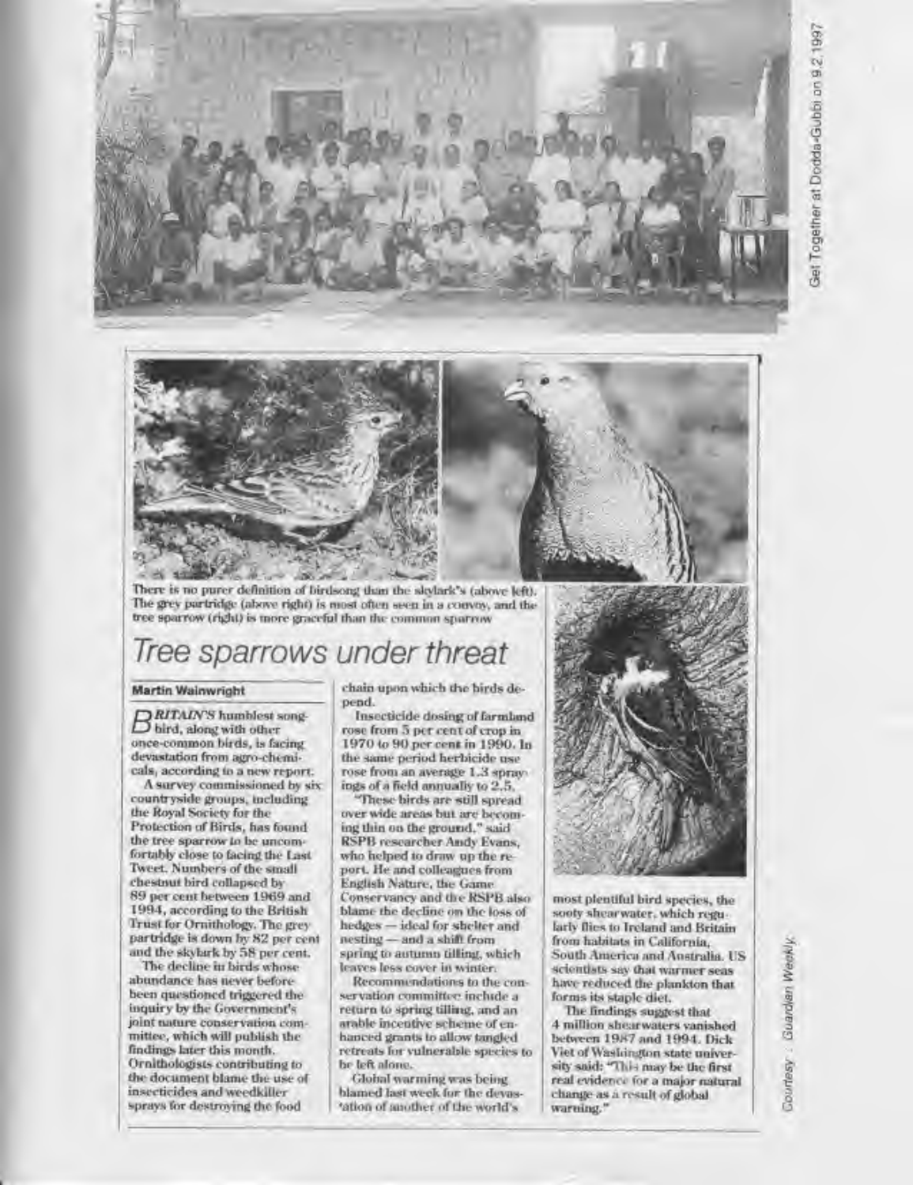Get Together at Dodda-Gubbi on 9.2.1997

There is no purer definition of birdsong than the skylark's (above left). The grey partridge (above right) is most often seen in a convoy, and the tree sparrow (right) is more graceful than the common sparrow

# Tree sparrows under threat

**Martin Wainwright**

BRITAIN'S humblest songbird, along with other once-common birds, is facing devastation from agro-chemicals, according to a new report.

A survey commissioned by six countryside groups, including the Royal Society for the Protection of Birds, has found the tree sparrow to be uncomfortably close to facing the Last Tweet. Numbers of the small chestnut bird collapsed by 89 per cent between 1969 and 1994, according to the British Trust for Ornithology. The grey partridge is down by 82 per cent and the skylark by 58 per cent.

The decline in birds whose abundance has never before been questioned triggered the inquiry by the Government's joint nature conservation committee, which will publish the findings later this month. Ornithologists contributing to the document blame the use of insecticides and weedkiller sprays for destroying the food chain upon which the birds depend.

Insecticide dosing of farmland rose from 5 per cent of crop in 1970 to 90 per cent in 1990. In the same period herbicide use rose from an average 1.3 sprayings of a field annually to 2.5.

"These birds are still spread over wide areas but are becoming thin on the ground," said RSPB researcher Andy Evans, who helped to draw up the report. He and colleagues from English Nature, the Game Conservancy and the RSPB also blame the decline on the loss of hedges — ideal for shelter and nesting — and a shift from spring to autumn tilling, which leaves less cover in winter.

Recommendations to the conservation committee include a return to spring tilling, and an arable incentive scheme of enhanced grants to allow tangled retreats for vulnerable species to be left alone.

Global warming was being blamed last week for the devastation of another of the world's most plentiful bird species, the sooty shearwater, which regularly flies to Ireland and Britain from habitats in California, South America and Australia. US scientists say that warmer seas have reduced the plankton that forms its staple diet.

The findings suggest that 4 million shearwaters vanished between 1987 and 1994. Dick Viet of Washington state university said: "This may be the first real evidence for a major natural change as a result of global warming."

Courtesy : Guardian Weekly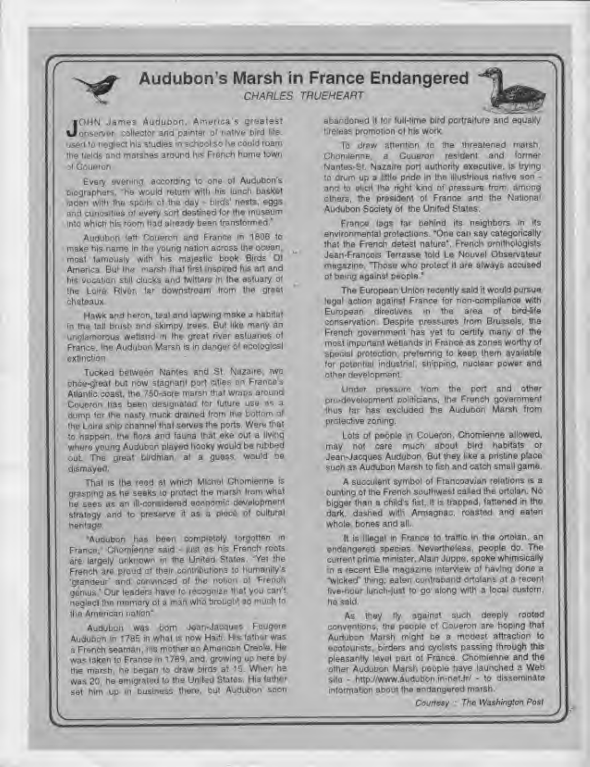# Audubon's Marsh in France Endangered

*CHARLES TRUEHEART*

JOHN James Audubon, America's greatest conserver, collector and painter of native bird life, used to neglect his studies in school so he could roam the fields and marshes around his French home town of Coueron.

Every evening, according to one of Audubon's biographers, "he would return with his lunch basket laden with the spoils of the day – birds' nests, eggs and curiosities of every sort destined for the museum into which his room had already been transformed."

Audubon left Coueron and France in 1806 to make his name in the young nation across the ocean, most famously with his majestic book Birds Of America. But the marsh that first inspired his art and his vocation still clucks and twitters in the estuary of the Loire River, far downstream from the great chateaux.

Hawk and heron, teal and lapwing make a habitat in the tall brush and skimpy trees. But like many an unglamorous wetland in the great river estuaries of France, the Audubon Marsh is in danger of ecological extinction.

Tucked between Nantes and St. Nazaire, two once-great but now stagnant port cities on France's Atlantic coast, the 750-acre marsh that wraps around Coueron has been designated for future use as a dump for the nasty muck drained from the bottom of the Loire ship channel that serves the ports. Were that to happen, the flora and fauna that eke out a living where young Audubon played hooky would be rubbed out. The great birdman, at a guess, would be dismayed.

That is the reed at which Michel Chomienne is grasping as he seeks to protect the marsh from what he sees as an ill-considered economic development strategy and to preserve it as a piece of cultural heritage.

"Audubon has been completely forgotten in France," Chomienne said – just as his French roots are largely unknown in the United States. "Yet the French are proud of their contributions to humanity's 'grandeur' and convinced of the notion of 'French genius.' Our leaders have to recognize that you can't neglect the memory of a man who brought so much to the American nation."

Audubon was born Jean-Jacques Fougere Audubon in 1785 in what is now Haiti. His father was a French seaman, his mother an American Creole. He was taken to France in 1789, and, growing up here by the marsh, he began to draw birds at 15. When he was 20, he emigrated to the United States. His father set him up in business there, but Audubon soon abandoned it for full-time bird portraiture and equally tireless promotion of his work.

To draw attention to the threatened marsh, Chomienne, a Coueron resident and former Nantes-St. Nazaire port authority executive, is trying to drum up a little pride in the illustrious native son – and to elicit the right kind of pressure from, among others, the president of France and the National Audubon Society of the United States.

France lags far behind its neighbors in its environmental protections. "One can say categorically that the French detest nature", French ornithologists Jean-Francois Terrasse told Le Nouvel Observateur magazine. "Those who protect it are always accused of being against people."

The European Union recently said it would pursue legal action against France for non-compliance with European directives in the area of bird-life conservation. Despite pressures from Brussels, the French government has yet to certify many of the most important wetlands in France as zones worthy of special protection, preferring to keep them available for potential industrial, shipping, nuclear power and other development.

Under pressure from the port and other pro-development politicians, the French government thus far has excluded the Audubon Marsh from protective zoning.

Lots of people in Coueron, Chomienne allowed, may not care much about bird habitats or Jean-Jacques Audubon. But they like a pristine place such as Audubon Marsh to fish and catch small game.

A succulent symbol of Francoavian relations is a bunting of the French southwest called the ortolan. No bigger than a child's fist, it is trapped, fattened in the dark, dashed with Armagnac, roasted and eaten whole, bones and all.

It is illegal in France to traffic in the ortolan, an endangered species. Nevertheless, people do. The current prime minister, Alain Juppe, spoke whimsically in a recent Elle magazine interview of having done a "wicked" thing: eaten contraband ortolans at a recent five-hour lunch-just to go along with a local custom, he said.

As they fly against such deeply rooted conventions, the people of Coueron are hoping that Audubon Marsh might be a modest attraction to ecotourists, birders and cyclists passing through this pleasantly level part of France. Chomienne and the other Audubon Marsh people have launched a Web site – http://www.audubon.in-net.fr/ – to disseminate information about the endangered marsh.

*Courtesy : The Washington Post*